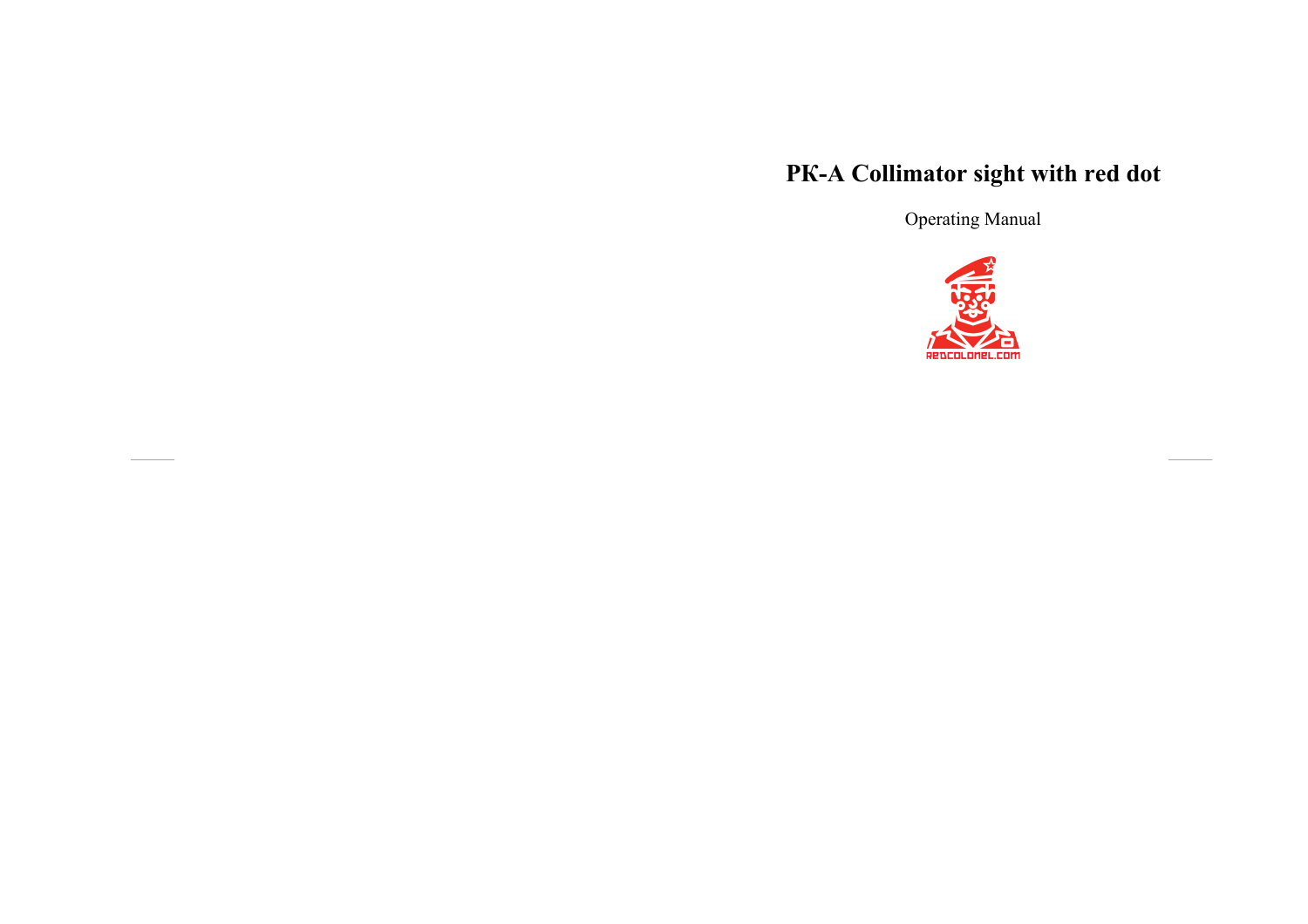# РК-А Collimator sight with red dot

Operating Manual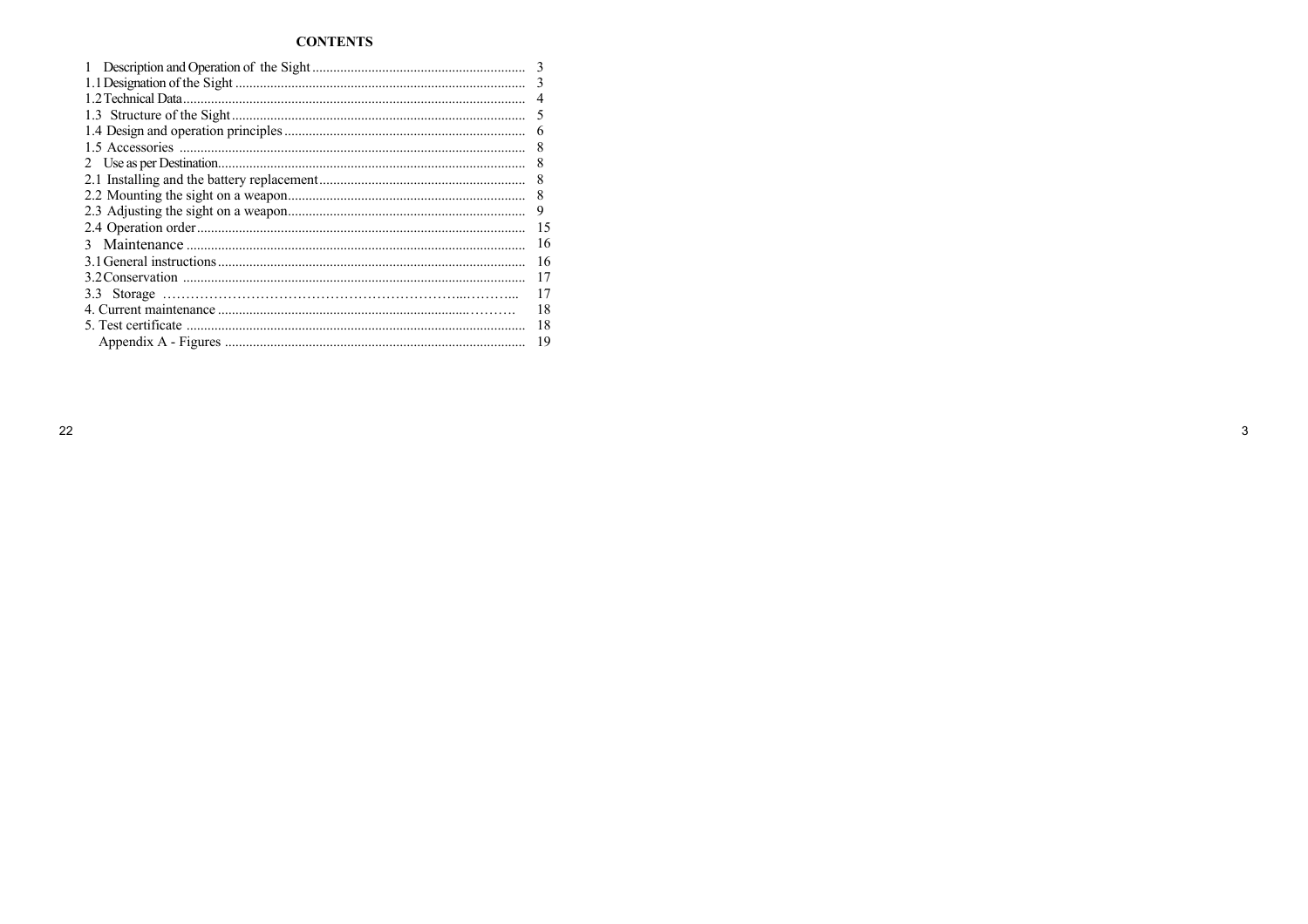**CONTENTS**

| | |
|---|---|
| 1 Description and Operation of the Sight | 3 |
| 1.1 Designation of the Sight | 3 |
| 1.2 Technical Data | 4 |
| 1.3 Structure of the Sight | 5 |
| 1.4 Design and operation principles | 6 |
| 1.5 Accessories | 8 |
| 2 Use as per Destination | 8 |
| 2.1 Installing and the battery replacement | 8 |
| 2.2 Mounting the sight on a weapon | 8 |
| 2.3 Adjusting the sight on a weapon | 9 |
| 2.4 Operation order | 15 |
| 3 Maintenance | 16 |
| 3.1 General instructions | 16 |
| 3.2 Conservation | 17 |
| 3.3 Storage | 17 |
| 4. Current maintenance | 18 |
| 5. Test certificate | 18 |
| Appendix A - Figures | 19 |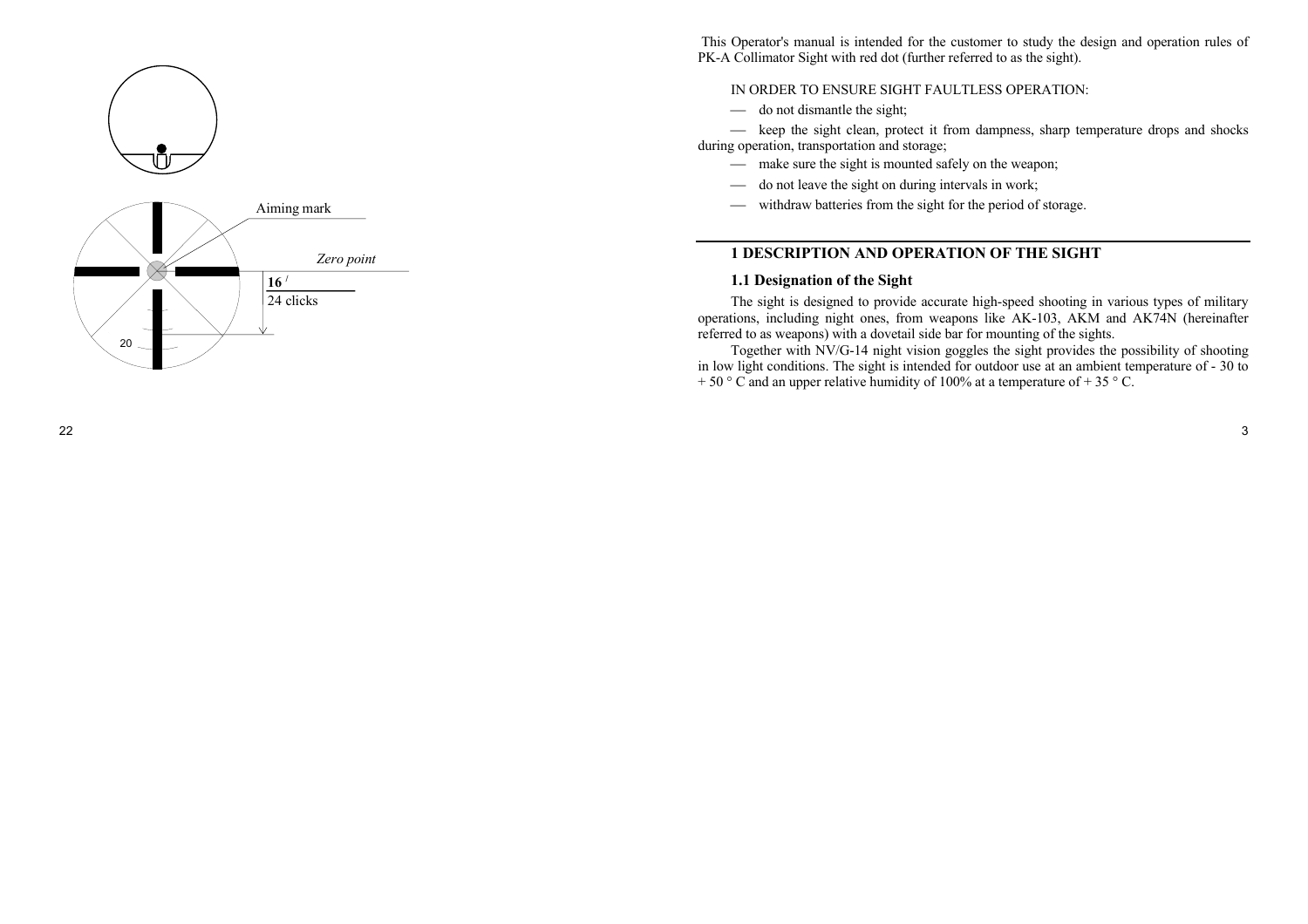This Operator's manual is intended for the customer to study the design and operation rules of PK-A Collimator Sight with red dot (further referred to as the sight).

IN ORDER TO ENSURE SIGHT FAULTLESS OPERATION:

— do not dismantle the sight;

— keep the sight clean, protect it from dampness, sharp temperature drops and shocks during operation, transportation and storage;

— make sure the sight is mounted safely on the weapon;

— do not leave the sight on during intervals in work;

— withdraw batteries from the sight for the period of storage.

## 1 DESCRIPTION AND OPERATION OF THE SIGHT

### 1.1 Designation of the Sight

The sight is designed to provide accurate high-speed shooting in various types of military operations, including night ones, from weapons like AK-103, AKM and AK74N (hereinafter referred to as weapons) with a dovetail side bar for mounting of the sights.

Together with NV/G-14 night vision goggles the sight provides the possibility of shooting in low light conditions. The sight is intended for outdoor use at an ambient temperature of - 30 to + 50 ° C and an upper relative humidity of 100% at a temperature of + 35 ° C.

Aiming mark

*Zero point*

**16** ′

24 clicks

20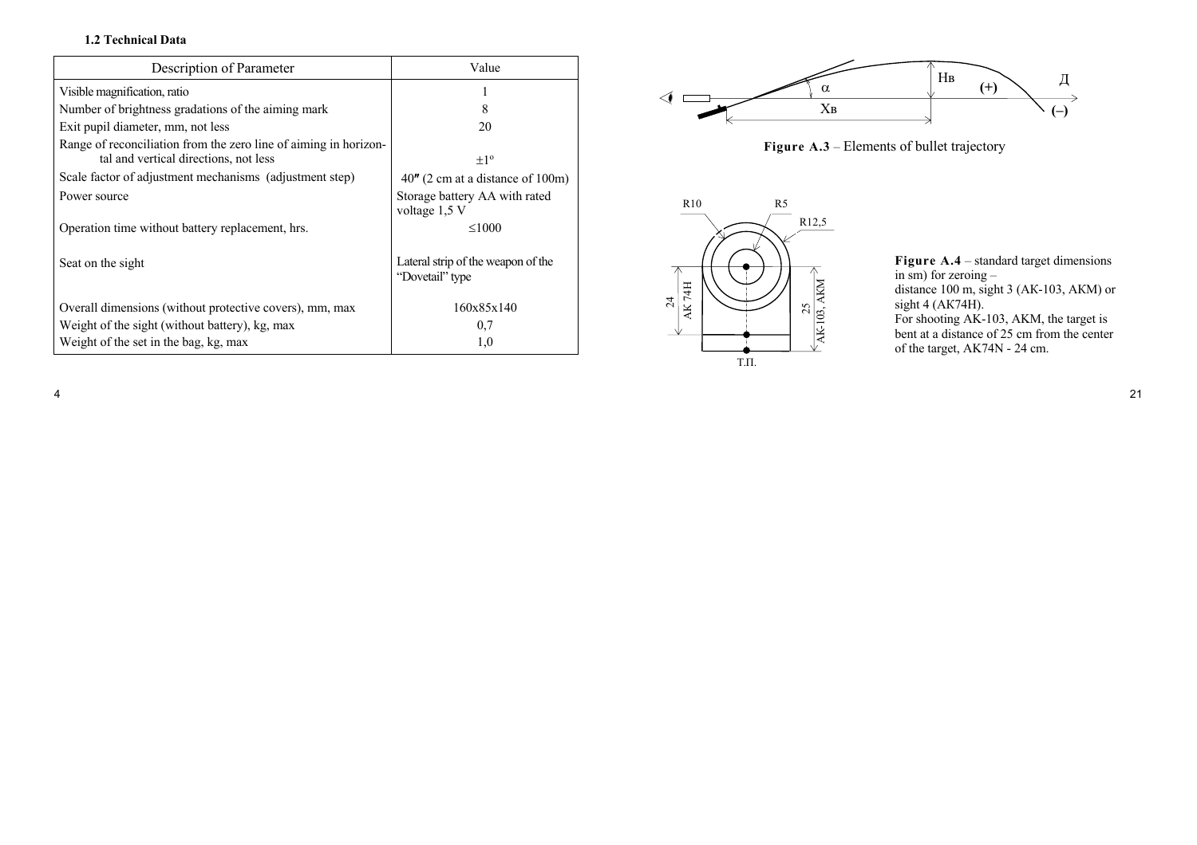**1.2 Technical Data**

| Description of Parameter | Value |
|---|---|
| Visible magnification, ratio | 1 |
| Number of brightness gradations of the aiming mark | 8 |
| Exit pupil diameter, mm, not less | 20 |
| Range of reconciliation from the zero line of aiming in horizontal and vertical directions, not less | ±1° |
| Scale factor of adjustment mechanisms (adjustment step) | 40″ (2 cm at a distance of 100m) |
| Power source | Storage battery AA with rated voltage 1,5 V |
| Operation time without battery replacement, hrs. | ≤1000 |
| Seat on the sight | Lateral strip of the weapon of the "Dovetail" type |
| Overall dimensions (without protective covers), mm, max | 160x85x140 |
| Weight of the sight (without battery), kg, max | 0,7 |
| Weight of the set in the bag, kg, max | 1,0 |

**Figure A.3** – Elements of bullet trajectory

**Figure A.4** – standard target dimensions in sm) for zeroing – distance 100 m, sight 3 (AK-103, AKM) or sight 4 (AK74H).
For shooting AK-103, AKM, the target is bent at a distance of 25 cm from the center of the target, AK74N - 24 cm.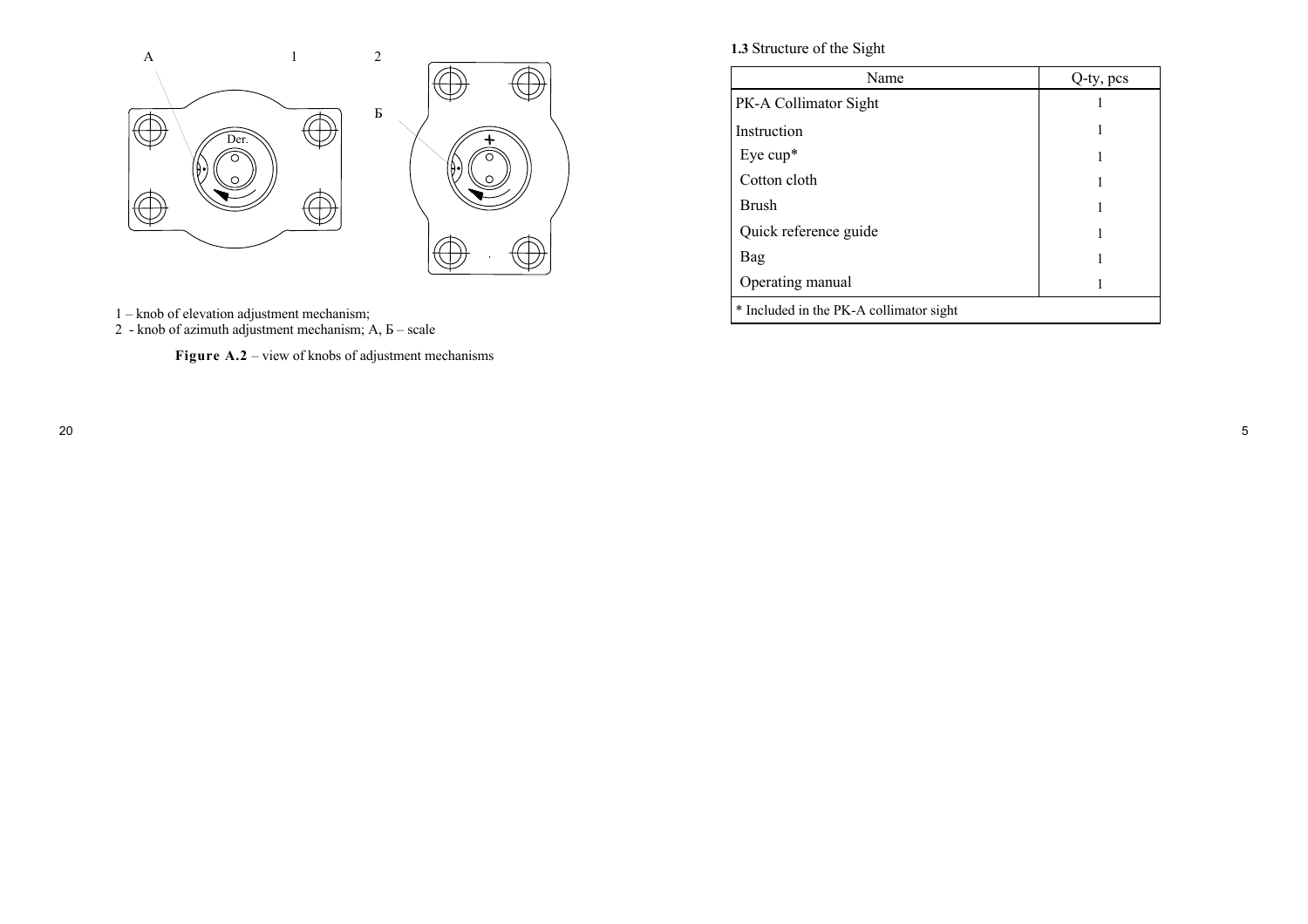1 – knob of elevation adjustment mechanism;
2 - knob of azimuth adjustment mechanism; A, Б – scale

**Figure A.2** – view of knobs of adjustment mechanisms

**1.3** Structure of the Sight

| Name | Q-ty, pcs |
|---|---|
| PK-A Collimator Sight | 1 |
| Instruction | 1 |
| Eye cup* | 1 |
| Cotton cloth | 1 |
| Brush | 1 |
| Quick reference guide | 1 |
| Bag | 1 |
| Operating manual | 1 |
| * Included in the PK-A collimator sight | |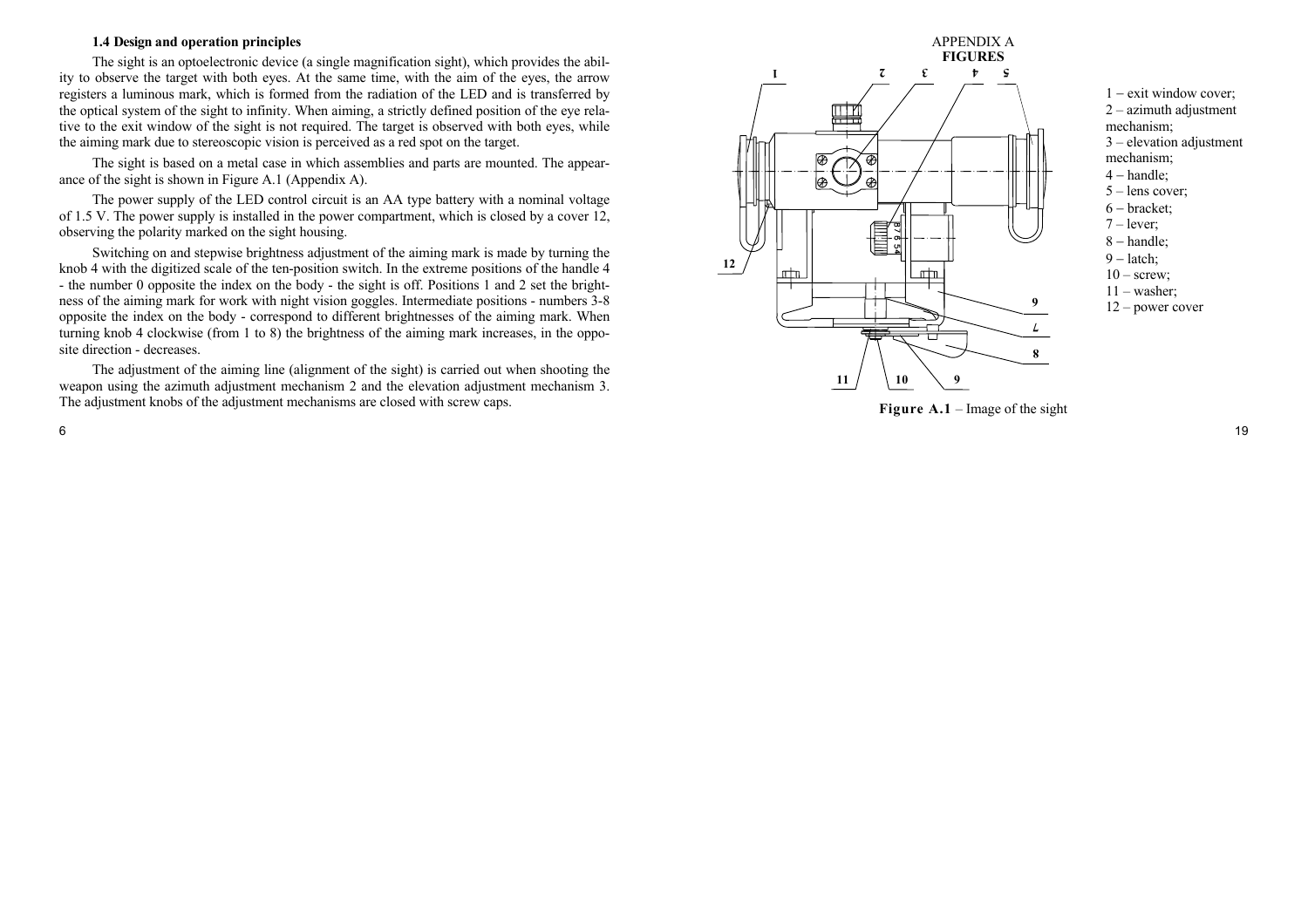### 1.4 Design and operation principles

The sight is an optoelectronic device (a single magnification sight), which provides the ability to observe the target with both eyes. At the same time, with the aim of the eyes, the arrow registers a luminous mark, which is formed from the radiation of the LED and is transferred by the optical system of the sight to infinity. When aiming, a strictly defined position of the eye relative to the exit window of the sight is not required. The target is observed with both eyes, while the aiming mark due to stereoscopic vision is perceived as a red spot on the target.

The sight is based on a metal case in which assemblies and parts are mounted. The appearance of the sight is shown in Figure A.1 (Appendix A).

The power supply of the LED control circuit is an AA type battery with a nominal voltage of 1.5 V. The power supply is installed in the power compartment, which is closed by a cover 12, observing the polarity marked on the sight housing.

Switching on and stepwise brightness adjustment of the aiming mark is made by turning the knob 4 with the digitized scale of the ten-position switch. In the extreme positions of the handle 4 - the number 0 opposite the index on the body - the sight is off. Positions 1 and 2 set the brightness of the aiming mark for work with night vision goggles. Intermediate positions - numbers 3-8 opposite the index on the body - correspond to different brightnesses of the aiming mark. When turning knob 4 clockwise (from 1 to 8) the brightness of the aiming mark increases, in the opposite direction - decreases.

The adjustment of the aiming line (alignment of the sight) is carried out when shooting the weapon using the azimuth adjustment mechanism 2 and the elevation adjustment mechanism 3. The adjustment knobs of the adjustment mechanisms are closed with screw caps.

## APPENDIX A
## FIGURES

1 – exit window cover;
2 – azimuth adjustment mechanism;
3 – elevation adjustment mechanism;
4 – handle;
5 – lens cover;
6 – bracket;
7 – lever;
8 – handle;
9 – latch;
10 – screw;
11 – washer;
12 – power cover

**Figure A.1** – Image of the sight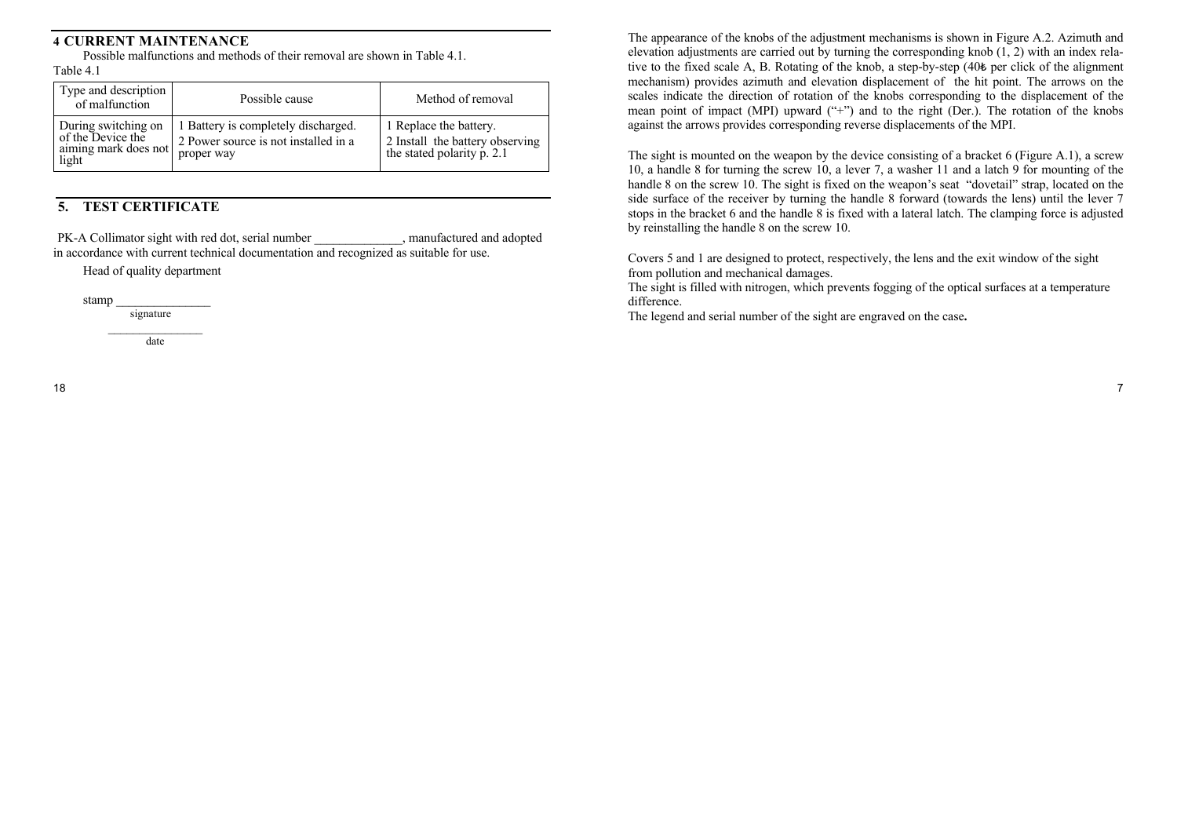## 4 CURRENT MAINTENANCE

Possible malfunctions and methods of their removal are shown in Table 4.1.

Table 4.1

| Type and description of malfunction | Possible cause | Method of removal |
|---|---|---|
| During switching on of the Device the aiming mark does not light | 1 Battery is completely discharged.<br>2 Power source is not installed in a proper way | 1 Replace the battery.<br>2 Install the battery observing the stated polarity p. 2.1 |

## 5. TEST CERTIFICATE

PK-A Collimator sight with red dot, serial number ______________, manufactured and adopted in accordance with current technical documentation and recognized as suitable for use.

Head of quality department

stamp ________________
signature

________________
date

The appearance of the knobs of the adjustment mechanisms is shown in Figure A.2. Azimuth and elevation adjustments are carried out by turning the corresponding knob (1, 2) with an index relative to the fixed scale A, B. Rotating of the knob, a step-by-step (40± per click of the alignment mechanism) provides azimuth and elevation displacement of the hit point. The arrows on the scales indicate the direction of rotation of the knobs corresponding to the displacement of the mean point of impact (MPI) upward ("+") and to the right (Der.). The rotation of the knobs against the arrows provides corresponding reverse displacements of the MPI.

The sight is mounted on the weapon by the device consisting of a bracket 6 (Figure A.1), a screw 10, a handle 8 for turning the screw 10, a lever 7, a washer 11 and a latch 9 for mounting of the handle 8 on the screw 10. The sight is fixed on the weapon's seat "dovetail" strap, located on the side surface of the receiver by turning the handle 8 forward (towards the lens) until the lever 7 stops in the bracket 6 and the handle 8 is fixed with a lateral latch. The clamping force is adjusted by reinstalling the handle 8 on the screw 10.

Covers 5 and 1 are designed to protect, respectively, the lens and the exit window of the sight from pollution and mechanical damages.
The sight is filled with nitrogen, which prevents fogging of the optical surfaces at a temperature difference.
The legend and serial number of the sight are engraved on the case.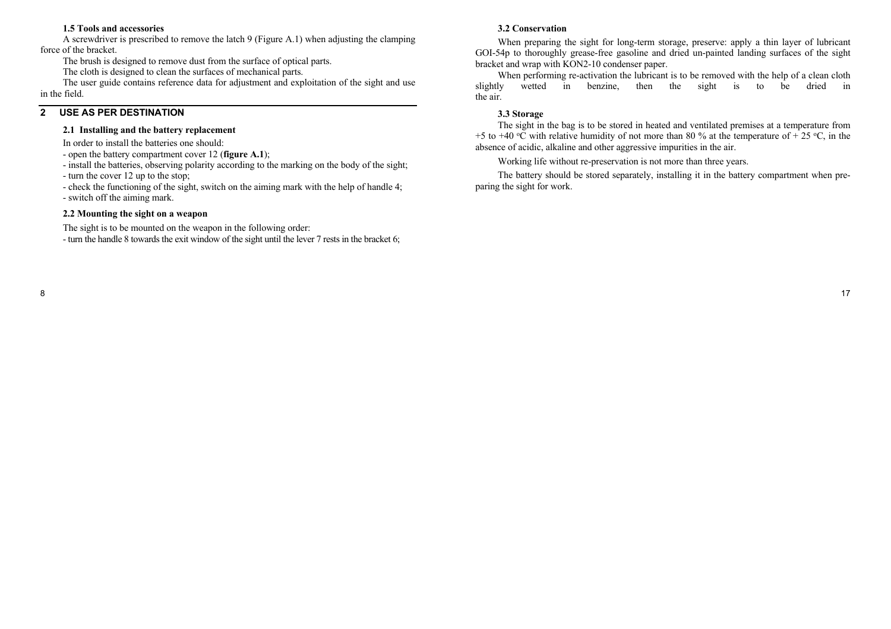### 1.5 Tools and accessories

A screwdriver is prescribed to remove the latch 9 (Figure A.1) when adjusting the clamping force of the bracket.

The brush is designed to remove dust from the surface of optical parts.

The cloth is designed to clean the surfaces of mechanical parts.

The user guide contains reference data for adjustment and exploitation of the sight and use in the field.

## 2 USE AS PER DESTINATION

### 2.1 Installing and the battery replacement

In order to install the batteries one should:

- open the battery compartment cover 12 (**figure A.1**);
- install the batteries, observing polarity according to the marking on the body of the sight;
- turn the cover 12 up to the stop;
- check the functioning of the sight, switch on the aiming mark with the help of handle 4;
- switch off the aiming mark.

### 2.2 Mounting the sight on a weapon

The sight is to be mounted on the weapon in the following order:

- turn the handle 8 towards the exit window of the sight until the lever 7 rests in the bracket 6;

### 3.2 Conservation

When preparing the sight for long-term storage, preserve: apply a thin layer of lubricant GOI-54p to thoroughly grease-free gasoline and dried un-painted landing surfaces of the sight bracket and wrap with KON2-10 condenser paper.

When performing re-activation the lubricant is to be removed with the help of a clean cloth slightly wetted in benzine, then the sight is to be dried in the air.

### 3.3 Storage

The sight in the bag is to be stored in heated and ventilated premises at a temperature from +5 to +40 °C with relative humidity of not more than 80 % at the temperature of + 25 °C, in the absence of acidic, alkaline and other aggressive impurities in the air.

Working life without re-preservation is not more than three years.

The battery should be stored separately, installing it in the battery compartment when preparing the sight for work.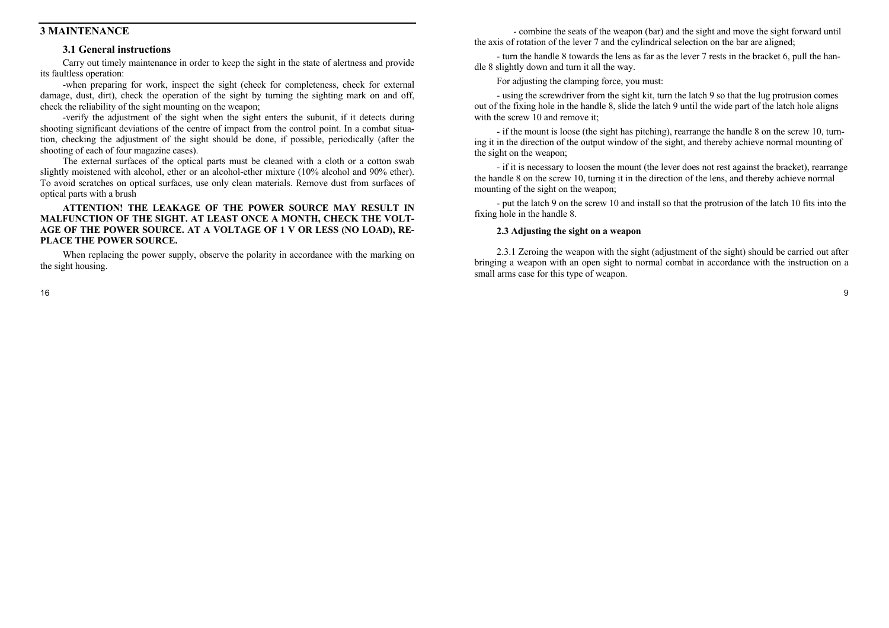## 3 MAINTENANCE

### 3.1 General instructions

Carry out timely maintenance in order to keep the sight in the state of alertness and provide its faultless operation:

-when preparing for work, inspect the sight (check for completeness, check for external damage, dust, dirt), check the operation of the sight by turning the sighting mark on and off, check the reliability of the sight mounting on the weapon;

-verify the adjustment of the sight when the sight enters the subunit, if it detects during shooting significant deviations of the centre of impact from the control point. In a combat situation, checking the adjustment of the sight should be done, if possible, periodically (after the shooting of each of four magazine cases).

The external surfaces of the optical parts must be cleaned with a cloth or a cotton swab slightly moistened with alcohol, ether or an alcohol-ether mixture (10% alcohol and 90% ether). To avoid scratches on optical surfaces, use only clean materials. Remove dust from surfaces of optical parts with a brush

**ATTENTION! THE LEAKAGE OF THE POWER SOURCE MAY RESULT IN MALFUNCTION OF THE SIGHT. AT LEAST ONCE A MONTH, CHECK THE VOLTAGE OF THE POWER SOURCE. AT A VOLTAGE OF 1 V OR LESS (NO LOAD), REPLACE THE POWER SOURCE.**

When replacing the power supply, observe the polarity in accordance with the marking on the sight housing.

- combine the seats of the weapon (bar) and the sight and move the sight forward until the axis of rotation of the lever 7 and the cylindrical selection on the bar are aligned;

- turn the handle 8 towards the lens as far as the lever 7 rests in the bracket 6, pull the handle 8 slightly down and turn it all the way.

For adjusting the clamping force, you must:

- using the screwdriver from the sight kit, turn the latch 9 so that the lug protrusion comes out of the fixing hole in the handle 8, slide the latch 9 until the wide part of the latch hole aligns with the screw 10 and remove it;

- if the mount is loose (the sight has pitching), rearrange the handle 8 on the screw 10, turning it in the direction of the output window of the sight, and thereby achieve normal mounting of the sight on the weapon;

- if it is necessary to loosen the mount (the lever does not rest against the bracket), rearrange the handle 8 on the screw 10, turning it in the direction of the lens, and thereby achieve normal mounting of the sight on the weapon;

- put the latch 9 on the screw 10 and install so that the protrusion of the latch 10 fits into the fixing hole in the handle 8.

### 2.3 Adjusting the sight on a weapon

2.3.1 Zeroing the weapon with the sight (adjustment of the sight) should be carried out after bringing a weapon with an open sight to normal combat in accordance with the instruction on a small arms case for this type of weapon.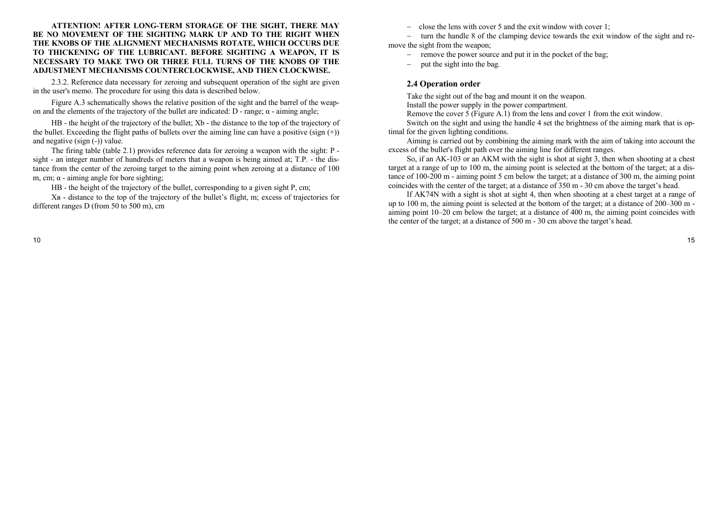**ATTENTION! AFTER LONG-TERM STORAGE OF THE SIGHT, THERE MAY BE NO MOVEMENT OF THE SIGHTING MARK UP AND TO THE RIGHT WHEN THE KNOBS OF THE ALIGNMENT MECHANISMS ROTATE, WHICH OCCURS DUE TO THICKENING OF THE LUBRICANT. BEFORE SIGHTING A WEAPON, IT IS NECESSARY TO MAKE TWO OR THREE FULL TURNS OF THE KNOBS OF THE ADJUSTMENT MECHANISMS COUNTERCLOCKWISE, AND THEN CLOCKWISE.**

2.3.2. Reference data necessary for zeroing and subsequent operation of the sight are given in the user's memo. The procedure for using this data is described below.

Figure A.3 schematically shows the relative position of the sight and the barrel of the weapon and the elements of the trajectory of the bullet are indicated: D - range; α - aiming angle;

HB - the height of the trajectory of the bullet; Xb - the distance to the top of the trajectory of the bullet. Exceeding the flight paths of bullets over the aiming line can have a positive (sign (+)) and negative (sign (-)) value.

The firing table (table 2.1) provides reference data for zeroing a weapon with the sight: P - sight - an integer number of hundreds of meters that a weapon is being aimed at; T.P. - the distance from the center of the zeroing target to the aiming point when zeroing at a distance of 100 m, cm; α - aiming angle for bore sighting;

HB - the height of the trajectory of the bullet, corresponding to a given sight P, cm;

Xв - distance to the top of the trajectory of the bullet's flight, m; excess of trajectories for different ranges D (from 50 to 500 m), cm

– close the lens with cover 5 and the exit window with cover 1;

– turn the handle 8 of the clamping device towards the exit window of the sight and remove the sight from the weapon;

– remove the power source and put it in the pocket of the bag;

– put the sight into the bag.

### 2.4 Operation order

Take the sight out of the bag and mount it on the weapon.

Install the power supply in the power compartment.

Remove the cover 5 (Figure A.1) from the lens and cover 1 from the exit window.

Switch on the sight and using the handle 4 set the brightness of the aiming mark that is optimal for the given lighting conditions.

Aiming is carried out by combining the aiming mark with the aim of taking into account the excess of the bullet's flight path over the aiming line for different ranges.

So, if an AK-103 or an AKM with the sight is shot at sight 3, then when shooting at a chest target at a range of up to 100 m, the aiming point is selected at the bottom of the target; at a distance of 100-200 m - aiming point 5 cm below the target; at a distance of 300 m, the aiming point coincides with the center of the target; at a distance of 350 m - 30 cm above the target's head.

If AK74N with a sight is shot at sight 4, then when shooting at a chest target at a range of up to 100 m, the aiming point is selected at the bottom of the target; at a distance of 200–300 m - aiming point 10–20 cm below the target; at a distance of 400 m, the aiming point coincides with the center of the target; at a distance of 500 m - 30 cm above the target's head.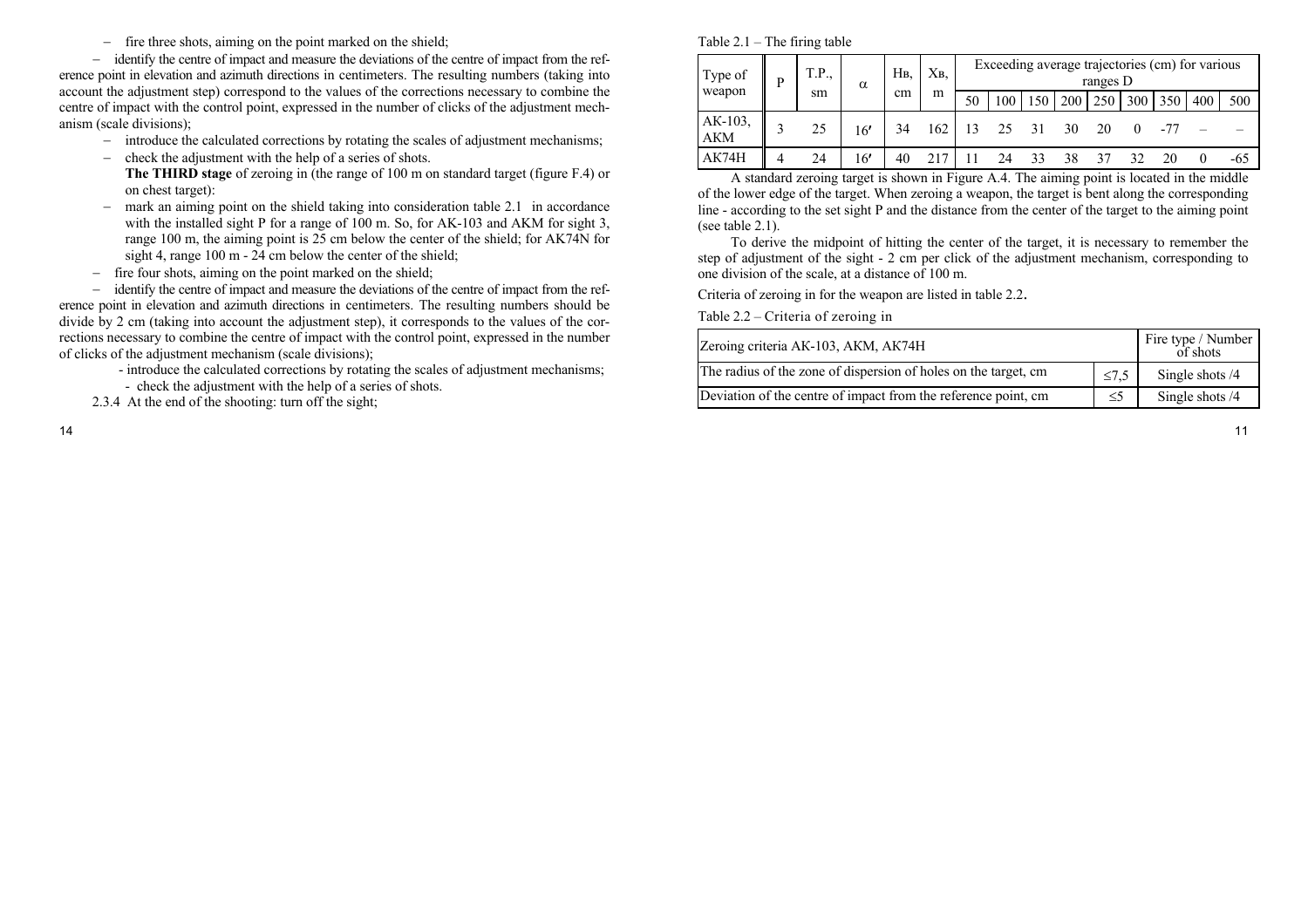– fire three shots, aiming on the point marked on the shield;

– identify the centre of impact and measure the deviations of the centre of impact from the reference point in elevation and azimuth directions in centimeters. The resulting numbers (taking into account the adjustment step) correspond to the values of the corrections necessary to combine the centre of impact with the control point, expressed in the number of clicks of the adjustment mechanism (scale divisions);

– introduce the calculated corrections by rotating the scales of adjustment mechanisms;

– check the adjustment with the help of a series of shots.

**The THIRD stage** of zeroing in (the range of 100 m on standard target (figure F.4) or on chest target):

– mark an aiming point on the shield taking into consideration table 2.1 in accordance with the installed sight P for a range of 100 m. So, for AK-103 and AKM for sight 3, range 100 m, the aiming point is 25 cm below the center of the shield; for AK74N for sight 4, range 100 m - 24 cm below the center of the shield;

– fire four shots, aiming on the point marked on the shield;

– identify the centre of impact and measure the deviations of the centre of impact from the reference point in elevation and azimuth directions in centimeters. The resulting numbers should be divide by 2 cm (taking into account the adjustment step), it corresponds to the values of the corrections necessary to combine the centre of impact with the control point, expressed in the number of clicks of the adjustment mechanism (scale divisions);

- introduce the calculated corrections by rotating the scales of adjustment mechanisms;
- check the adjustment with the help of a series of shots.

2.3.4 At the end of the shooting: turn off the sight;

Table 2.1 – The firing table

| Type of weapon | P | T.P., sm | α | Hв, cm | Xв, m | Exceeding average trajectories (cm) for various ranges D | | | | | | | | |
|---|---|---|---|---|---|---|---|---|---|---|---|---|---|---|
| | | | | | | 50 | 100 | 150 | 200 | 250 | 300 | 350 | 400 | 500 |
| AK-103, AKM | 3 | 25 | 16′ | 34 | 162 | 13 | 25 | 31 | 30 | 20 | 0 | -77 | – | – |
| AK74H | 4 | 24 | 16′ | 40 | 217 | 11 | 24 | 33 | 38 | 37 | 32 | 20 | 0 | -65 |

A standard zeroing target is shown in Figure A.4. The aiming point is located in the middle of the lower edge of the target. When zeroing a weapon, the target is bent along the corresponding line - according to the set sight P and the distance from the center of the target to the aiming point (see table 2.1).

To derive the midpoint of hitting the center of the target, it is necessary to remember the step of adjustment of the sight - 2 cm per click of the adjustment mechanism, corresponding to one division of the scale, at a distance of 100 m.

Criteria of zeroing in for the weapon are listed in table 2.2.

Table 2.2 – Criteria of zeroing in

| Zeroing criteria AK-103, AKM, AK74H | | Fire type / Number of shots |
|---|---|---|
| The radius of the zone of dispersion of holes on the target, cm | ≤7,5 | Single shots /4 |
| Deviation of the centre of impact from the reference point, cm | ≤5 | Single shots /4 |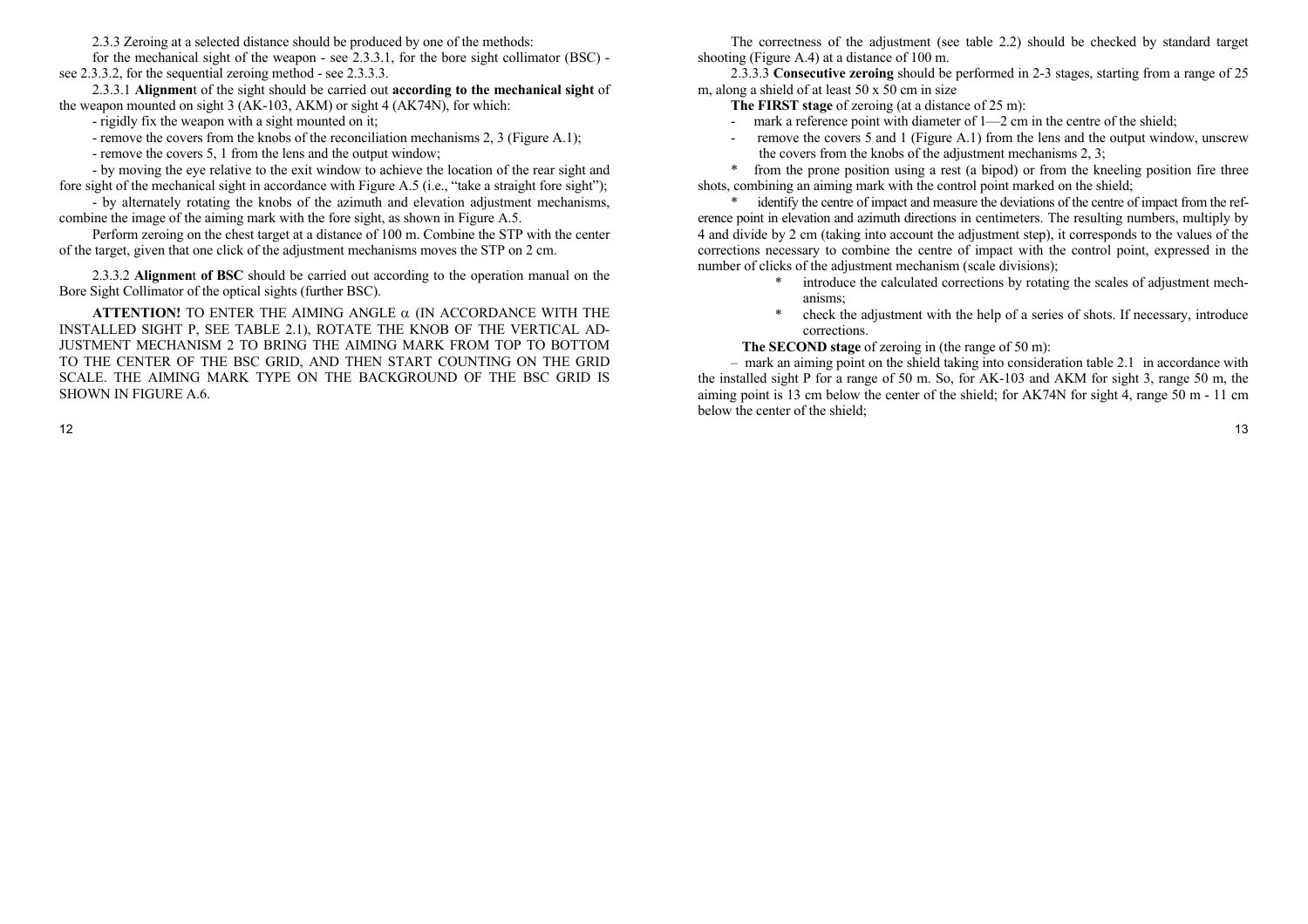2.3.3 Zeroing at a selected distance should be produced by one of the methods:

for the mechanical sight of the weapon - see 2.3.3.1, for the bore sight collimator (BSC) - see 2.3.3.2, for the sequential zeroing method - see 2.3.3.3.

2.3.3.1 **Alignmen**t of the sight should be carried out **according to the mechanical sight** of the weapon mounted on sight 3 (AK-103, AKM) or sight 4 (AK74N), for which:

- rigidly fix the weapon with a sight mounted on it;
- remove the covers from the knobs of the reconciliation mechanisms 2, 3 (Figure A.1);
- remove the covers 5, 1 from the lens and the output window;
- by moving the eye relative to the exit window to achieve the location of the rear sight and fore sight of the mechanical sight in accordance with Figure A.5 (i.e., "take a straight fore sight");
- by alternately rotating the knobs of the azimuth and elevation adjustment mechanisms, combine the image of the aiming mark with the fore sight, as shown in Figure A.5.

Perform zeroing on the chest target at a distance of 100 m. Combine the STP with the center of the target, given that one click of the adjustment mechanisms moves the STP on 2 cm.

2.3.3.2 **Alignmen**t **of BSC** should be carried out according to the operation manual on the Bore Sight Collimator of the optical sights (further BSC).

**ATTENTION!** TO ENTER THE AIMING ANGLE $\alpha$ (IN ACCORDANCE WITH THE INSTALLED SIGHT P, SEE TABLE 2.1), ROTATE THE KNOB OF THE VERTICAL ADJUSTMENT MECHANISM 2 TO BRING THE AIMING MARK FROM TOP TO BOTTOM TO THE CENTER OF THE BSC GRID, AND THEN START COUNTING ON THE GRID SCALE. THE AIMING MARK TYPE ON THE BACKGROUND OF THE BSC GRID IS SHOWN IN FIGURE A.6.

The correctness of the adjustment (see table 2.2) should be checked by standard target shooting (Figure A.4) at a distance of 100 m.

2.3.3.3 **Consecutive zeroing** should be performed in 2-3 stages, starting from a range of 25 m, along a shield of at least 50 x 50 cm in size

**The FIRST stage** of zeroing (at a distance of 25 m):

- mark a reference point with diameter of 1—2 cm in the centre of the shield;
- remove the covers 5 and 1 (Figure A.1) from the lens and the output window, unscrew the covers from the knobs of the adjustment mechanisms 2, 3;

\* from the prone position using a rest (a bipod) or from the kneeling position fire three shots, combining an aiming mark with the control point marked on the shield;

\* identify the centre of impact and measure the deviations of the centre of impact from the reference point in elevation and azimuth directions in centimeters. The resulting numbers, multiply by 4 and divide by 2 cm (taking into account the adjustment step), it corresponds to the values of the corrections necessary to combine the centre of impact with the control point, expressed in the number of clicks of the adjustment mechanism (scale divisions);

\* introduce the calculated corrections by rotating the scales of adjustment mechanisms;

\* check the adjustment with the help of a series of shots. If necessary, introduce corrections.

**The SECOND stage** of zeroing in (the range of 50 m):

– mark an aiming point on the shield taking into consideration table 2.1 in accordance with the installed sight P for a range of 50 m. So, for AK-103 and AKM for sight 3, range 50 m, the aiming point is 13 cm below the center of the shield; for AK74N for sight 4, range 50 m - 11 cm below the center of the shield;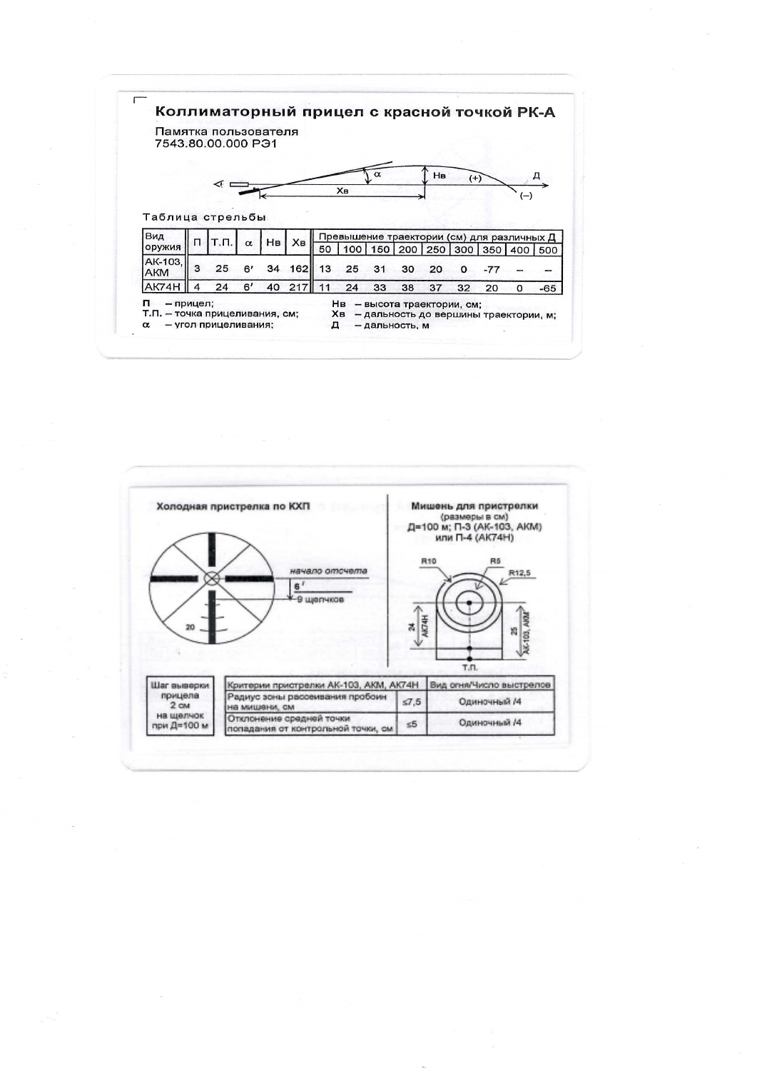# Коллиматорный прицел с красной точкой РК-А

Памятка пользователя
7543.80.00.000 РЭ1

α Нв (+) Д
Хв (–)

Таблица стрельбы

| Вид оружия | П | Т.П. | α | Нв | Хв | Превышение траектории (см) для различных Д | | | | | | | | |
|---|---|---|---|---|---|---|---|---|---|---|---|---|---|---|
| | | | | | | 50 | 100 | 150 | 200 | 250 | 300 | 350 | 400 | 500 |
| АК-103, АКМ | 3 | 25 | 6′ | 34 | 162 | 13 | 25 | 31 | 30 | 20 | 0 | -77 | – | – |
| АК74Н | 4 | 24 | 6′ | 40 | 217 | 11 | 24 | 33 | 38 | 37 | 32 | 20 | 0 | -65 |

П – прицел;
Т.П. – точка прицеливания, см;
α – угол прицеливания;
Нв – высота траектории, см;
Хв – дальность до вершины траектории, м;
Д – дальность, м

**Холодная пристрелка по КХП**

начало отсчета
6′
9 щелчков
20

**Мишень для пристрелки**
(размеры в см)
Д=100 м; П-3 (АК-103, АКМ) или П-4 (АК74Н)

R10 R5 R12,5
24 АК74Н
25 АК-103, АКМ
Т.П.

| Шаг выверки прицела 2 см на щелчок при Д=100 м | Критерии пристрелки АК-103, АКМ, АК74Н | | Вид огня/Число выстрелов |
|---|---|---|---|
| | Радиус зоны рассеивания пробоин на мишени, см | ≤7,5 | Одиночный /4 |
| | Отклонение средней точки попадания от контрольной точки, см | ≤5 | Одиночный /4 |